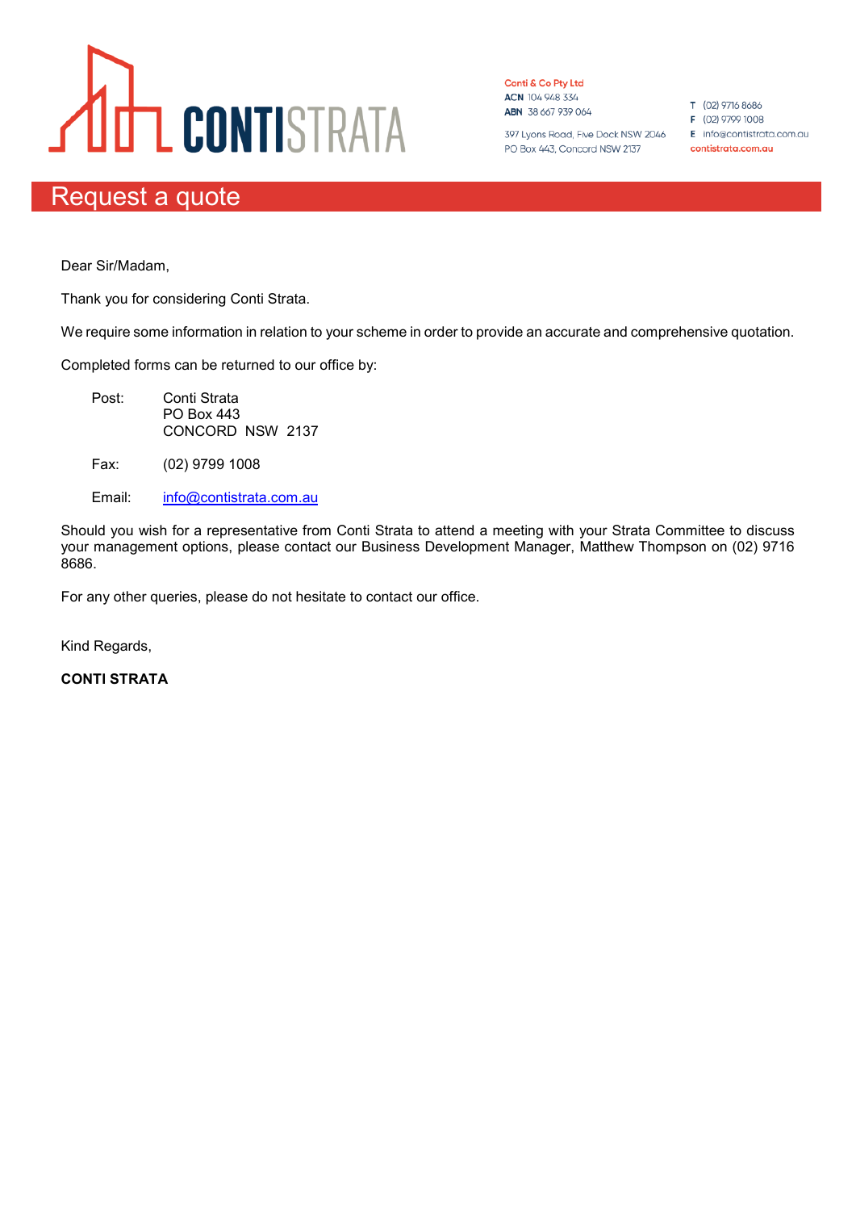**CONTISTRATA**

**Conti & Co Pty Ltd**
**ACN** 104 948 334
**ABN** 38 667 939 064

397 Lyons Road, Five Dock NSW 2046
PO Box 443, Concord NSW 2137

**T** (02) 9716 8686
**F** (02) 9799 1008
**E** info@contistrata.com.au
**contistrata.com.au**

# Request a quote

Dear Sir/Madam,

Thank you for considering Conti Strata.

We require some information in relation to your scheme in order to provide an accurate and comprehensive quotation.

Completed forms can be returned to our office by:

Post: Conti Strata
PO Box 443
CONCORD NSW 2137

Fax: (02) 9799 1008

Email: info@contistrata.com.au

Should you wish for a representative from Conti Strata to attend a meeting with your Strata Committee to discuss your management options, please contact our Business Development Manager, Matthew Thompson on (02) 9716 8686.

For any other queries, please do not hesitate to contact our office.

Kind Regards,

**CONTI STRATA**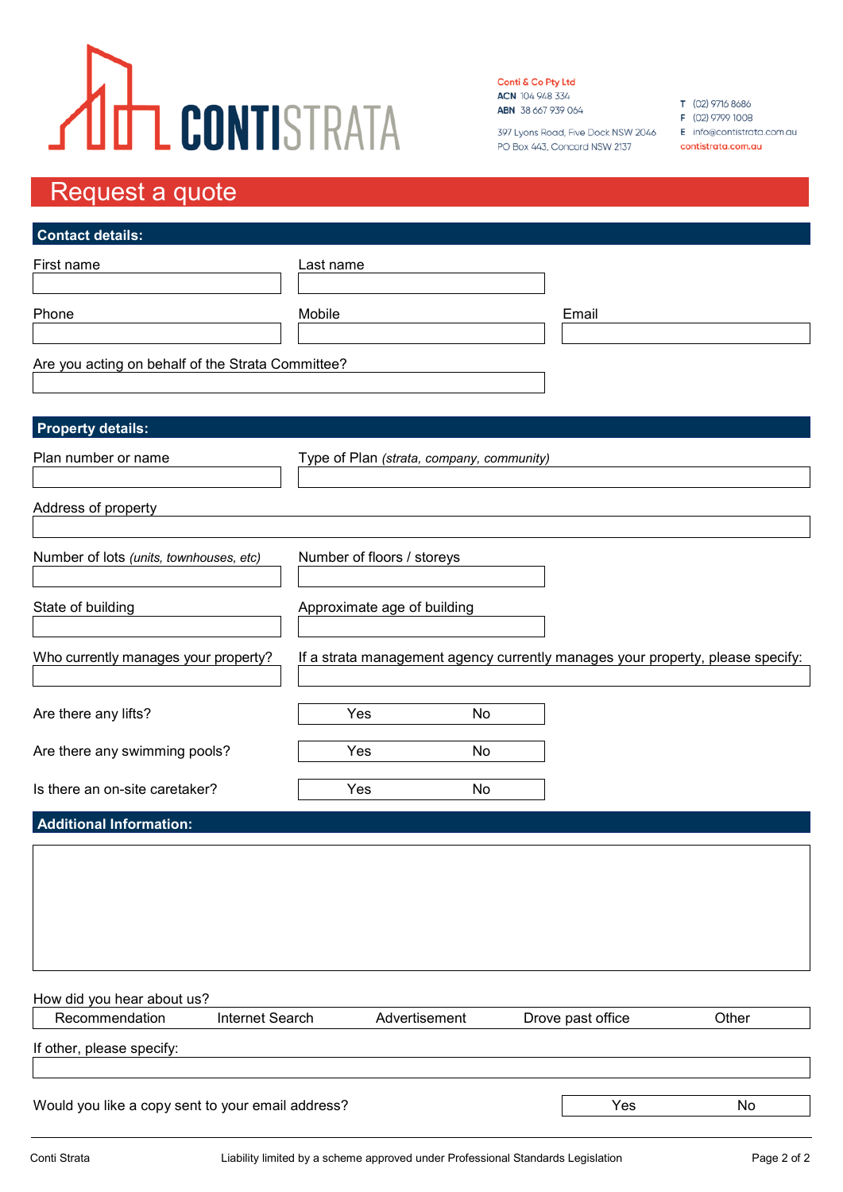CONTISTRATA

**Conti & Co Pty Ltd**
**ACN** 104 948 334
**ABN** 38 667 939 064

397 Lyons Road, Five Dock NSW 2046
PO Box 443, Concord NSW 2137

**T** (02) 9716 8686
**F** (02) 9799 1008
**E** info@contistrata.com.au
contistrata.com.au

# Request a quote

## Contact details:

First name

Last name

Phone

Mobile

Email

Are you acting on behalf of the Strata Committee?

## Property details:

Plan number or name

Type of Plan *(strata, company, community)*

Address of property

Number of lots *(units, townhouses, etc)*

Number of floors / storeys

State of building

Approximate age of building

Who currently manages your property?

If a strata management agency currently manages your property, please specify:

| | | |
|---|---|---|
| Are there any lifts? | Yes | No |
| Are there any swimming pools? | Yes | No |
| Is there an on-site caretaker? | Yes | No |

## Additional Information:

How did you hear about us?

| | | | | |
|---|---|---|---|---|
| Recommendation | Internet Search | Advertisement | Drove past office | Other |

If other, please specify:

| | | |
|---|---|---|
| Would you like a copy sent to your email address? | Yes | No |

Conti Strata

Liability limited by a scheme approved under Professional Standards Legislation